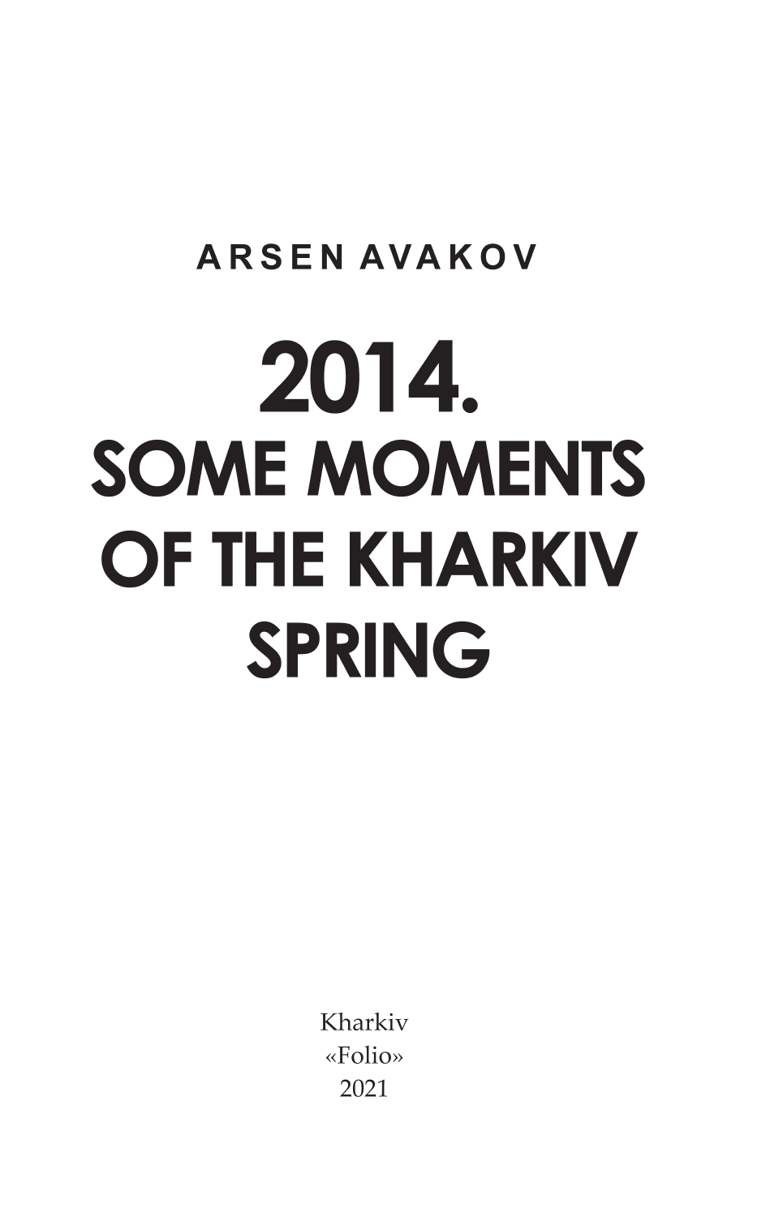**ARSEN AVAKOV**

# 2014. SOME MOMENTS OF THE KHARKIV SPRING

Kharkiv
«Folio»
2021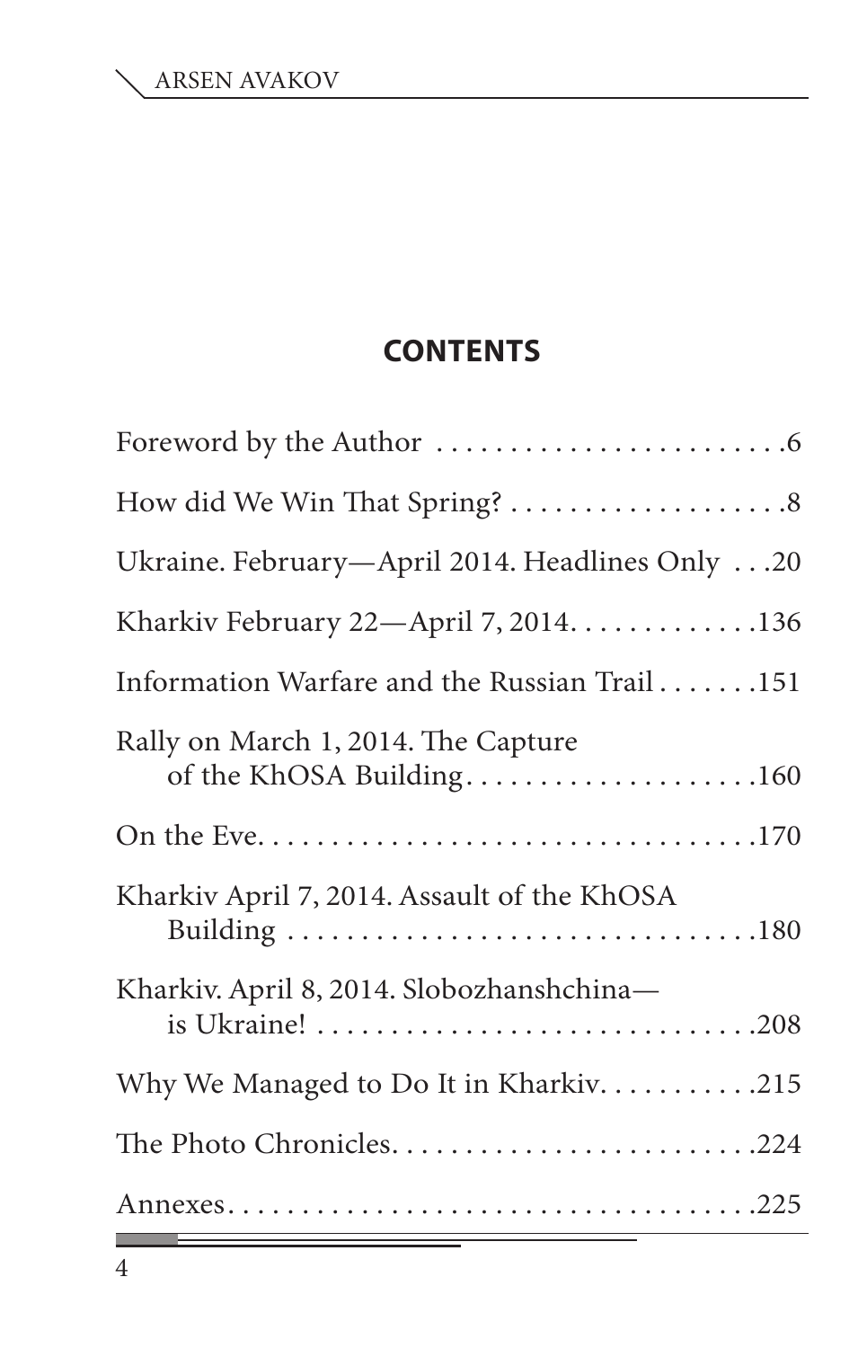## CONTENTS

- Foreword by the Author . . . . . . . . . . . . . . . . . . . . . . . .6
- How did We Win That Spring? . . . . . . . . . . . . . . . . . . .8
- Ukraine. February—April 2014. Headlines Only . . .20
- Kharkiv February 22—April 7, 2014. . . . . . . . . . . . .136
- Information Warfare and the Russian Trail . . . . . . .151
- Rally on March 1, 2014. The Capture of the KhOSA Building. . . . . . . . . . . . . . . . . . . .160
- On the Eve. . . . . . . . . . . . . . . . . . . . . . . . . . . . . . . . .170
- Kharkiv April 7, 2014. Assault of the KhOSA Building . . . . . . . . . . . . . . . . . . . . . . . . . . . . . . .180
- Kharkiv. April 8, 2014. Slobozhanshchina— is Ukraine! . . . . . . . . . . . . . . . . . . . . . . . . . . . . . .208
- Why We Managed to Do It in Kharkiv. . . . . . . . . . .215
- The Photo Chronicles. . . . . . . . . . . . . . . . . . . . . . . .224
- Annexes. . . . . . . . . . . . . . . . . . . . . . . . . . . . . . . . . . .225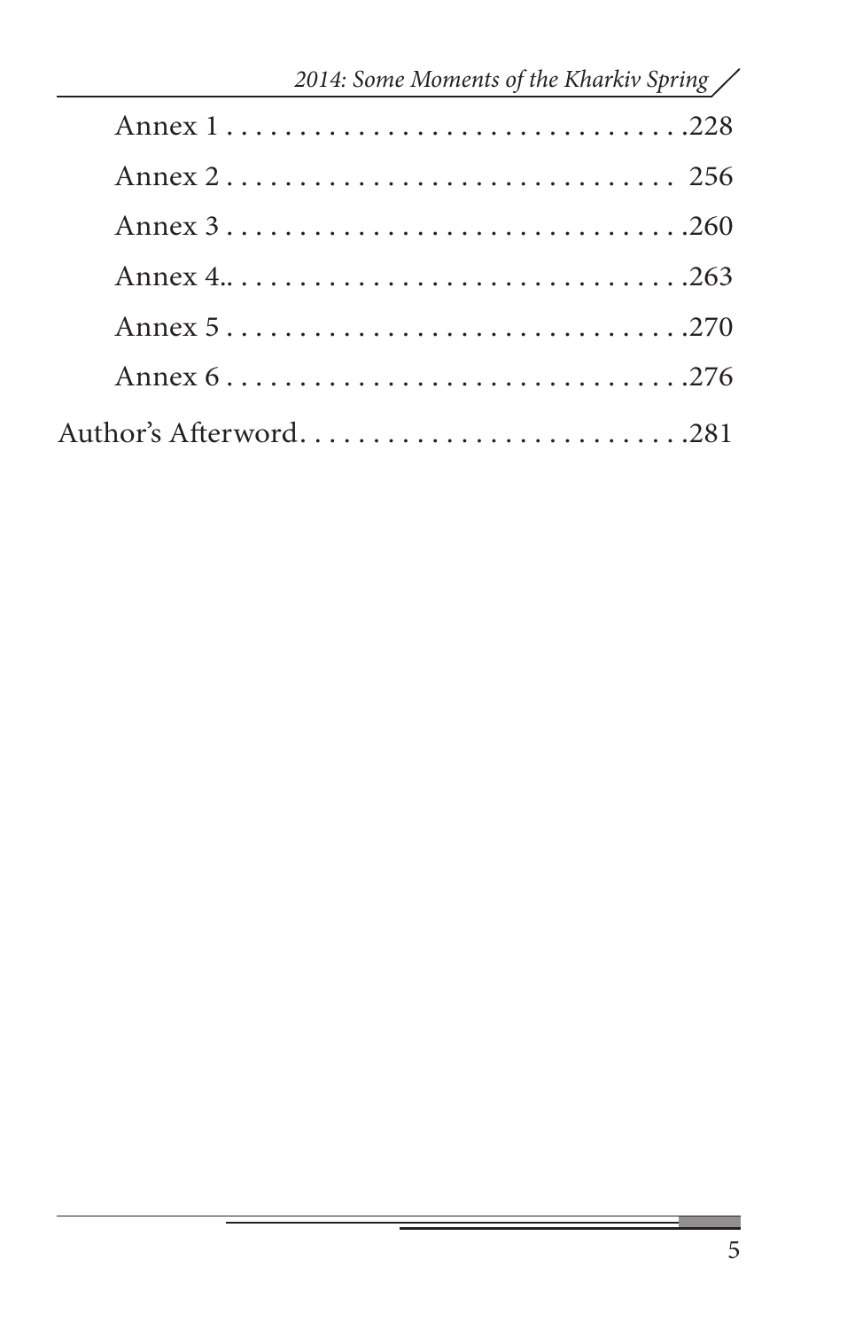- Annex 1 .................................228
- Annex 2 ................................ 256
- Annex 3 .................................260
- Annex 4..................................263
- Annex 5 .................................270
- Annex 6 .................................276

Author's Afterword...........................281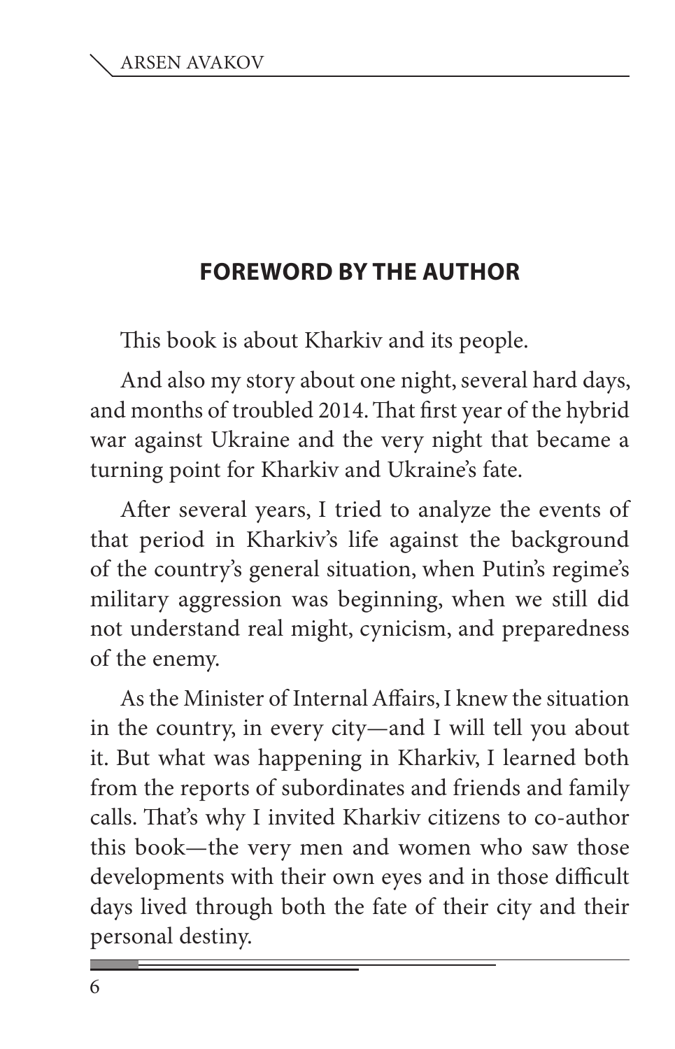## FOREWORD BY THE AUTHOR

This book is about Kharkiv and its people.

And also my story about one night, several hard days, and months of troubled 2014. That first year of the hybrid war against Ukraine and the very night that became a turning point for Kharkiv and Ukraine's fate.

After several years, I tried to analyze the events of that period in Kharkiv's life against the background of the country's general situation, when Putin's regime's military aggression was beginning, when we still did not understand real might, cynicism, and preparedness of the enemy.

As the Minister of Internal Affairs, I knew the situation in the country, in every city—and I will tell you about it. But what was happening in Kharkiv, I learned both from the reports of subordinates and friends and family calls. That's why I invited Kharkiv citizens to co-author this book—the very men and women who saw those developments with their own eyes and in those difficult days lived through both the fate of their city and their personal destiny.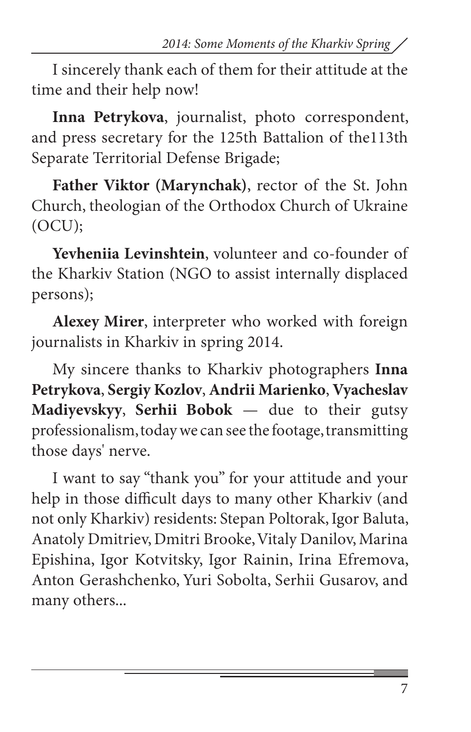I sincerely thank each of them for their attitude at the time and their help now!

**Inna Petrykova**, journalist, photo correspondent, and press secretary for the 125th Battalion of the113th Separate Territorial Defense Brigade;

**Father Viktor (Marynchak)**, rector of the St. John Church, theologian of the Orthodox Church of Ukraine (OCU);

**Yevheniia Levinshtein**, volunteer and co-founder of the Kharkiv Station (NGO to assist internally displaced persons);

**Alexey Mirer**, interpreter who worked with foreign journalists in Kharkiv in spring 2014.

My sincere thanks to Kharkiv photographers **Inna Petrykova**, **Sergiy Kozlov**, **Andrii Marienko**, **Vyacheslav Madiyevskyy**, **Serhii Bobok** — due to their gutsy professionalism, today we can see the footage, transmitting those days' nerve.

I want to say "thank you" for your attitude and your help in those difficult days to many other Kharkiv (and not only Kharkiv) residents: Stepan Poltorak, Igor Baluta, Anatoly Dmitriev, Dmitri Brooke, Vitaly Danilov, Marina Epishina, Igor Kotvitsky, Igor Rainin, Irina Efremova, Anton Gerashchenko, Yuri Sobolta, Serhii Gusarov, and many others...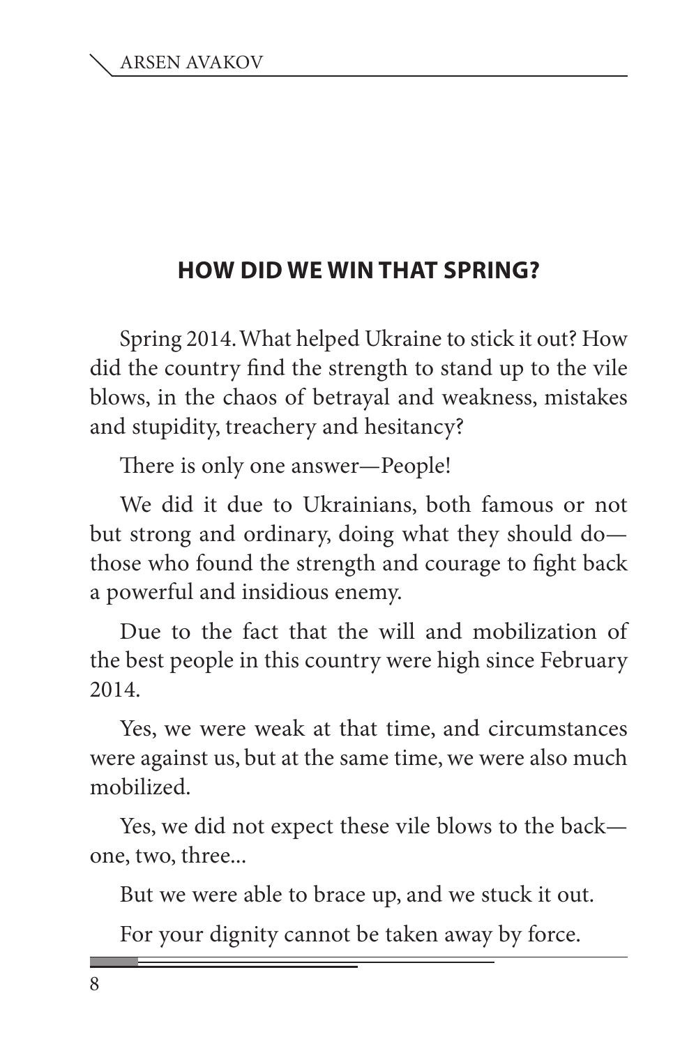## HOW DID WE WIN THAT SPRING?

Spring 2014. What helped Ukraine to stick it out? How did the country find the strength to stand up to the vile blows, in the chaos of betrayal and weakness, mistakes and stupidity, treachery and hesitancy?

There is only one answer—People!

We did it due to Ukrainians, both famous or not but strong and ordinary, doing what they should do—those who found the strength and courage to fight back a powerful and insidious enemy.

Due to the fact that the will and mobilization of the best people in this country were high since February 2014.

Yes, we were weak at that time, and circumstances were against us, but at the same time, we were also much mobilized.

Yes, we did not expect these vile blows to the back—one, two, three...

But we were able to brace up, and we stuck it out.

For your dignity cannot be taken away by force.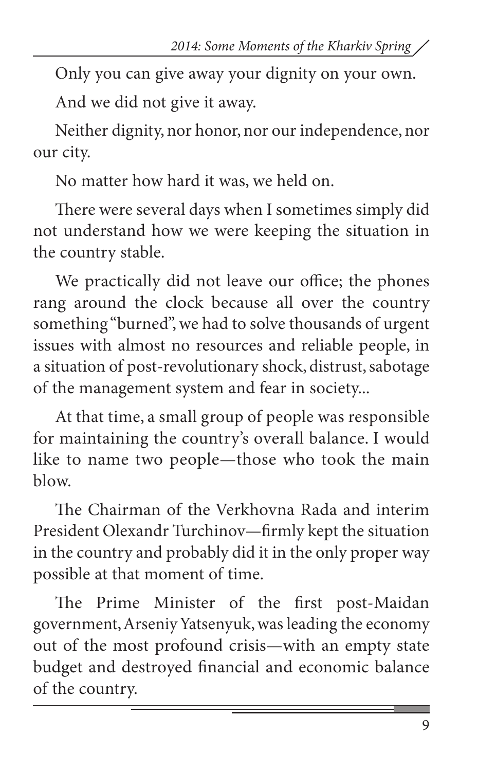Only you can give away your dignity on your own.

And we did not give it away.

Neither dignity, nor honor, nor our independence, nor our city.

No matter how hard it was, we held on.

There were several days when I sometimes simply did not understand how we were keeping the situation in the country stable.

We practically did not leave our office; the phones rang around the clock because all over the country something "burned", we had to solve thousands of urgent issues with almost no resources and reliable people, in a situation of post-revolutionary shock, distrust, sabotage of the management system and fear in society...

At that time, a small group of people was responsible for maintaining the country's overall balance. I would like to name two people—those who took the main blow.

The Chairman of the Verkhovna Rada and interim President Olexandr Turchinov—firmly kept the situation in the country and probably did it in the only proper way possible at that moment of time.

The Prime Minister of the first post-Maidan government, Arseniy Yatsenyuk, was leading the economy out of the most profound crisis—with an empty state budget and destroyed financial and economic balance of the country.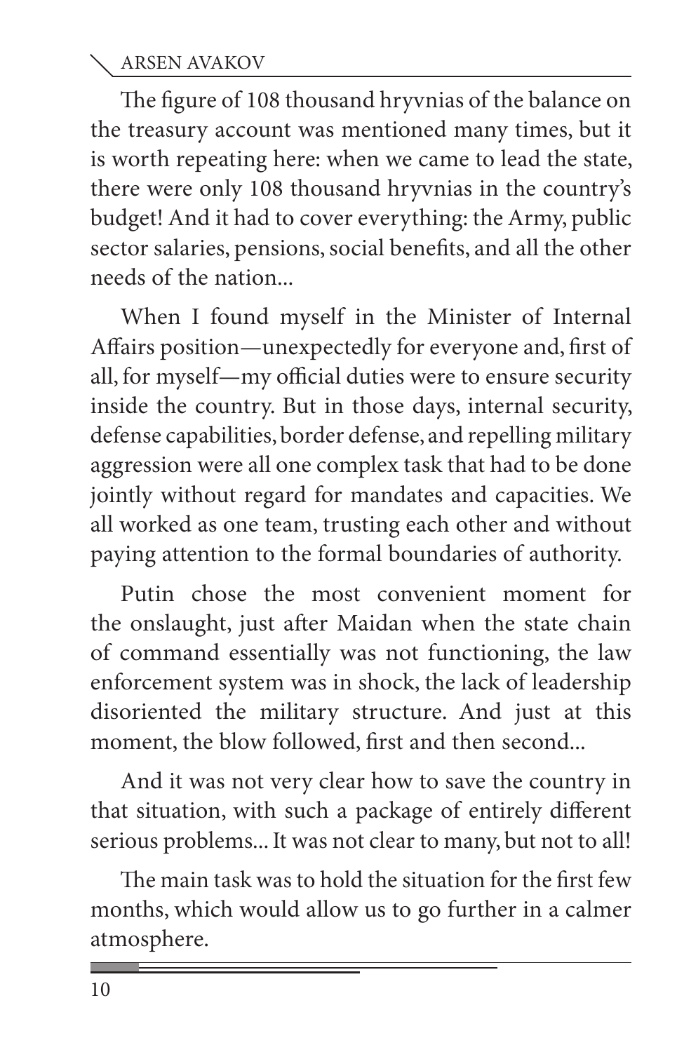The figure of 108 thousand hryvnias of the balance on the treasury account was mentioned many times, but it is worth repeating here: when we came to lead the state, there were only 108 thousand hryvnias in the country's budget! And it had to cover everything: the Army, public sector salaries, pensions, social benefits, and all the other needs of the nation...

When I found myself in the Minister of Internal Affairs position—unexpectedly for everyone and, first of all, for myself—my official duties were to ensure security inside the country. But in those days, internal security, defense capabilities, border defense, and repelling military aggression were all one complex task that had to be done jointly without regard for mandates and capacities. We all worked as one team, trusting each other and without paying attention to the formal boundaries of authority.

Putin chose the most convenient moment for the onslaught, just after Maidan when the state chain of command essentially was not functioning, the law enforcement system was in shock, the lack of leadership disoriented the military structure. And just at this moment, the blow followed, first and then second...

And it was not very clear how to save the country in that situation, with such a package of entirely different serious problems... It was not clear to many, but not to all!

The main task was to hold the situation for the first few months, which would allow us to go further in a calmer atmosphere.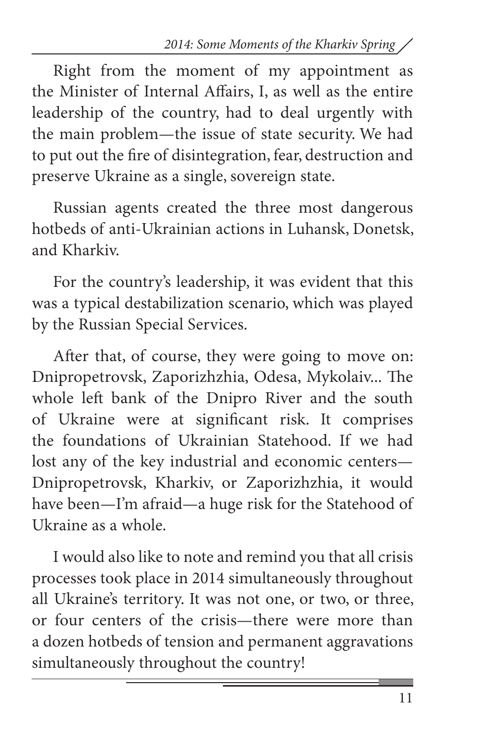Right from the moment of my appointment as the Minister of Internal Affairs, I, as well as the entire leadership of the country, had to deal urgently with the main problem—the issue of state security. We had to put out the fire of disintegration, fear, destruction and preserve Ukraine as a single, sovereign state.

Russian agents created the three most dangerous hotbeds of anti-Ukrainian actions in Luhansk, Donetsk, and Kharkiv.

For the country's leadership, it was evident that this was a typical destabilization scenario, which was played by the Russian Special Services.

After that, of course, they were going to move on: Dnipropetrovsk, Zaporizhzhia, Odesa, Mykolaiv... The whole left bank of the Dnipro River and the south of Ukraine were at significant risk. It comprises the foundations of Ukrainian Statehood. If we had lost any of the key industrial and economic centers—Dnipropetrovsk, Kharkiv, or Zaporizhzhia, it would have been—I'm afraid—a huge risk for the Statehood of Ukraine as a whole.

I would also like to note and remind you that all crisis processes took place in 2014 simultaneously throughout all Ukraine's territory. It was not one, or two, or three, or four centers of the crisis—there were more than a dozen hotbeds of tension and permanent aggravations simultaneously throughout the country!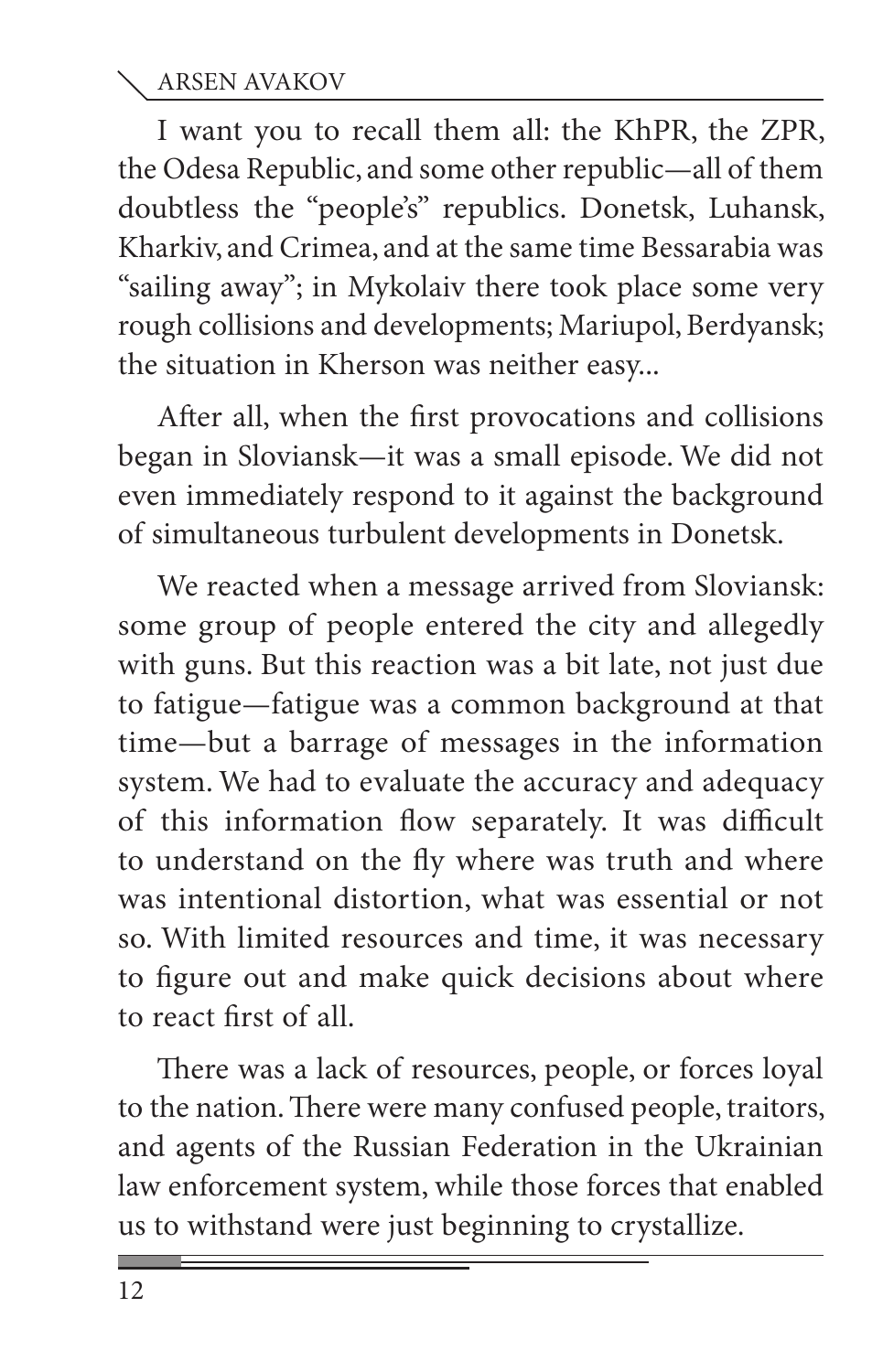I want you to recall them all: the KhPR, the ZPR, the Odesa Republic, and some other republic—all of them doubtless the "people's" republics. Donetsk, Luhansk, Kharkiv, and Crimea, and at the same time Bessarabia was "sailing away"; in Mykolaiv there took place some very rough collisions and developments; Mariupol, Berdyansk; the situation in Kherson was neither easy...

After all, when the first provocations and collisions began in Sloviansk—it was a small episode. We did not even immediately respond to it against the background of simultaneous turbulent developments in Donetsk.

We reacted when a message arrived from Sloviansk: some group of people entered the city and allegedly with guns. But this reaction was a bit late, not just due to fatigue—fatigue was a common background at that time—but a barrage of messages in the information system. We had to evaluate the accuracy and adequacy of this information flow separately. It was difficult to understand on the fly where was truth and where was intentional distortion, what was essential or not so. With limited resources and time, it was necessary to figure out and make quick decisions about where to react first of all.

There was a lack of resources, people, or forces loyal to the nation. There were many confused people, traitors, and agents of the Russian Federation in the Ukrainian law enforcement system, while those forces that enabled us to withstand were just beginning to crystallize.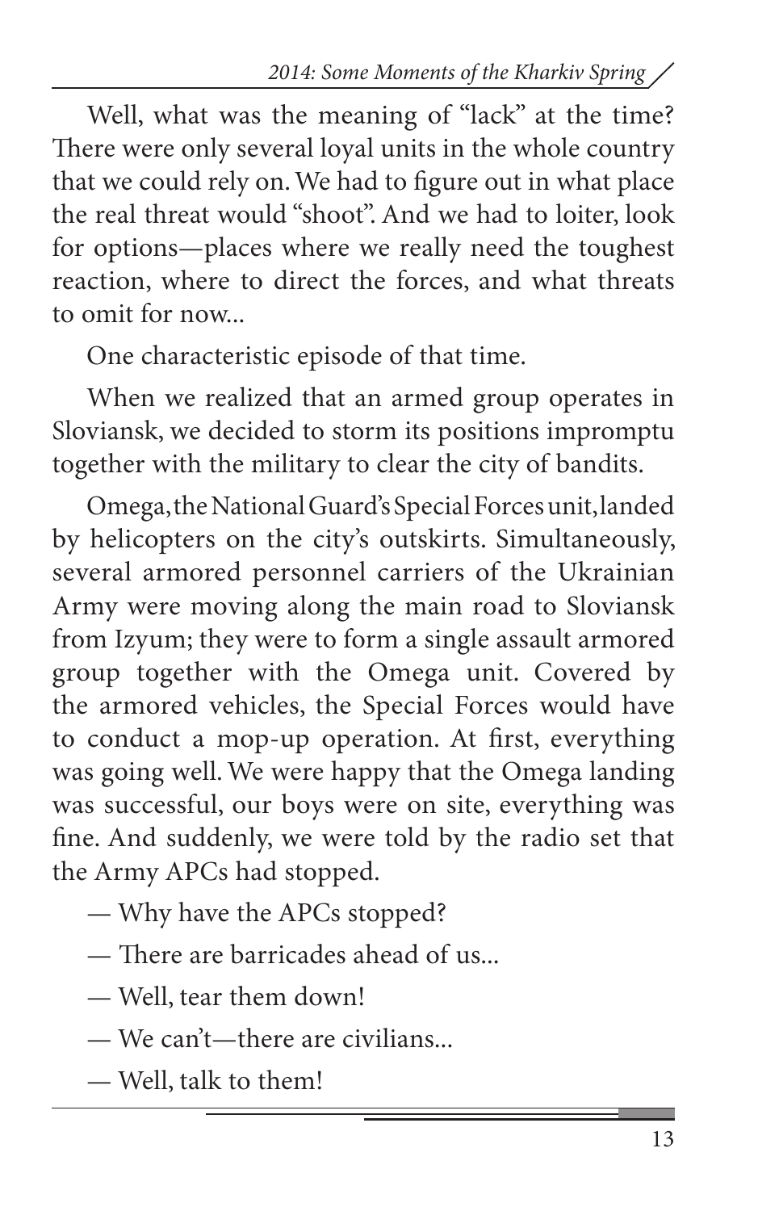Well, what was the meaning of “lack” at the time? There were only several loyal units in the whole country that we could rely on. We had to figure out in what place the real threat would “shoot”. And we had to loiter, look for options—places where we really need the toughest reaction, where to direct the forces, and what threats to omit for now...

One characteristic episode of that time.

When we realized that an armed group operates in Sloviansk, we decided to storm its positions impromptu together with the military to clear the city of bandits.

Omega, the National Guard’s Special Forces unit, landed by helicopters on the city’s outskirts. Simultaneously, several armored personnel carriers of the Ukrainian Army were moving along the main road to Sloviansk from Izyum; they were to form a single assault armored group together with the Omega unit. Covered by the armored vehicles, the Special Forces would have to conduct a mop-up operation. At first, everything was going well. We were happy that the Omega landing was successful, our boys were on site, everything was fine. And suddenly, we were told by the radio set that the Army APCs had stopped.

— Why have the APCs stopped?

— There are barricades ahead of us...

— Well, tear them down!

— We can’t—there are civilians...

— Well, talk to them!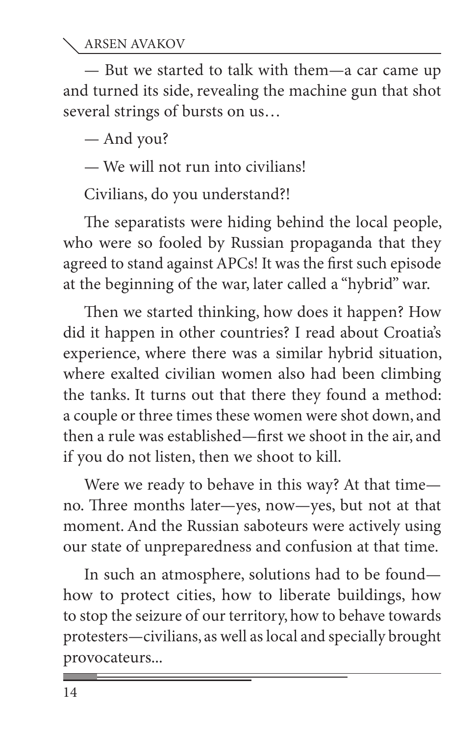— But we started to talk with them—a car came up and turned its side, revealing the machine gun that shot several strings of bursts on us…

— And you?

— We will not run into civilians!

Civilians, do you understand?!

The separatists were hiding behind the local people, who were so fooled by Russian propaganda that they agreed to stand against APCs! It was the first such episode at the beginning of the war, later called a "hybrid" war.

Then we started thinking, how does it happen? How did it happen in other countries? I read about Croatia's experience, where there was a similar hybrid situation, where exalted civilian women also had been climbing the tanks. It turns out that there they found a method: a couple or three times these women were shot down, and then a rule was established—first we shoot in the air, and if you do not listen, then we shoot to kill.

Were we ready to behave in this way? At that time—no. Three months later—yes, now—yes, but not at that moment. And the Russian saboteurs were actively using our state of unpreparedness and confusion at that time.

In such an atmosphere, solutions had to be found—how to protect cities, how to liberate buildings, how to stop the seizure of our territory, how to behave towards protesters—civilians, as well as local and specially brought provocateurs...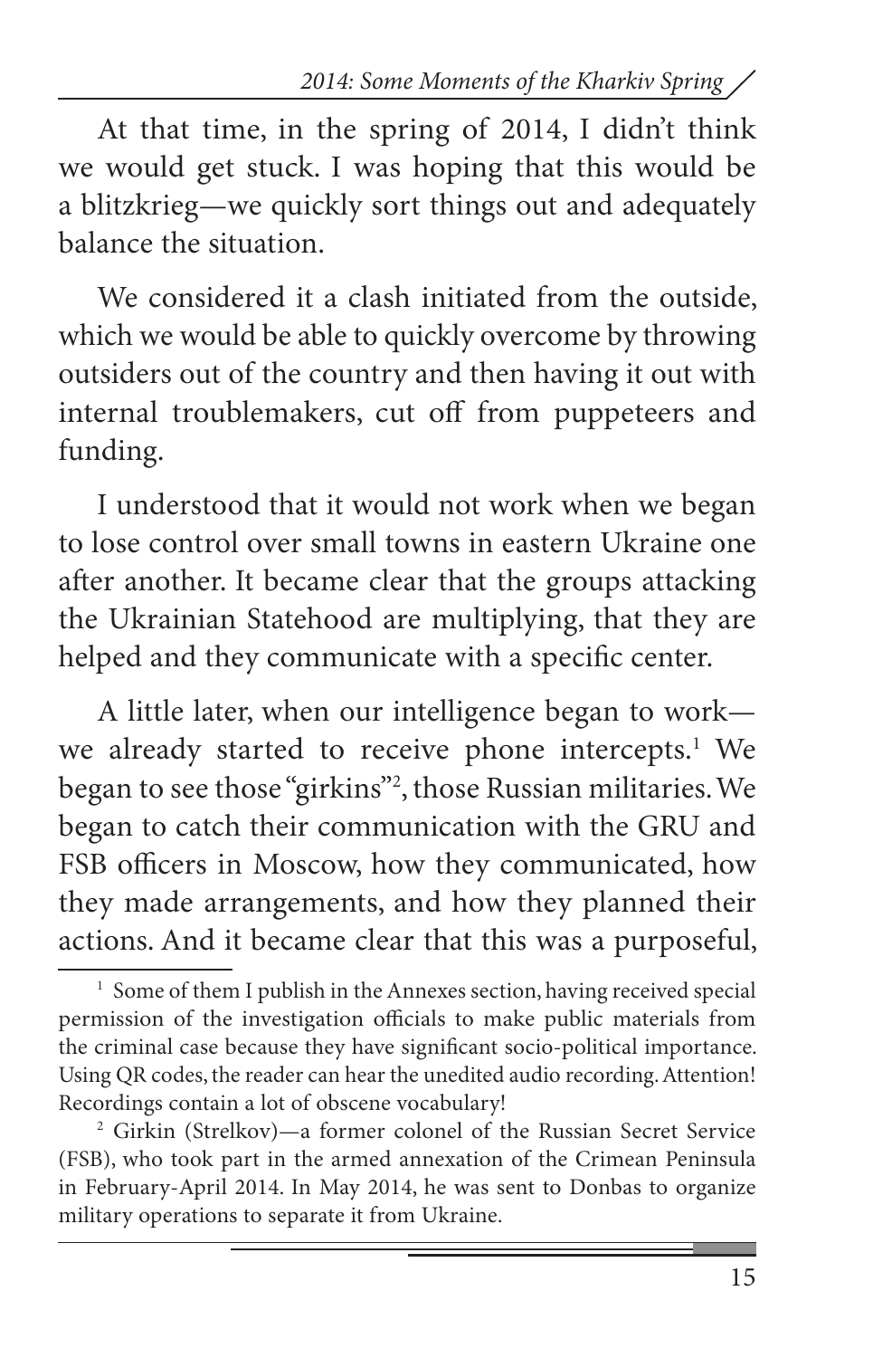At that time, in the spring of 2014, I didn't think we would get stuck. I was hoping that this would be a blitzkrieg—we quickly sort things out and adequately balance the situation.

We considered it a clash initiated from the outside, which we would be able to quickly overcome by throwing outsiders out of the country and then having it out with internal troublemakers, cut off from puppeteers and funding.

I understood that it would not work when we began to lose control over small towns in eastern Ukraine one after another. It became clear that the groups attacking the Ukrainian Statehood are multiplying, that they are helped and they communicate with a specific center.

A little later, when our intelligence began to work—we already started to receive phone intercepts.[1] We began to see those "girkins"[2], those Russian militaries. We began to catch their communication with the GRU and FSB officers in Moscow, how they communicated, how they made arrangements, and how they planned their actions. And it became clear that this was a purposeful,

---

[1] Some of them I publish in the Annexes section, having received special permission of the investigation officials to make public materials from the criminal case because they have significant socio-political importance. Using QR codes, the reader can hear the unedited audio recording. Attention! Recordings contain a lot of obscene vocabulary!

[2] Girkin (Strelkov)—a former colonel of the Russian Secret Service (FSB), who took part in the armed annexation of the Crimean Peninsula in February-April 2014. In May 2014, he was sent to Donbas to organize military operations to separate it from Ukraine.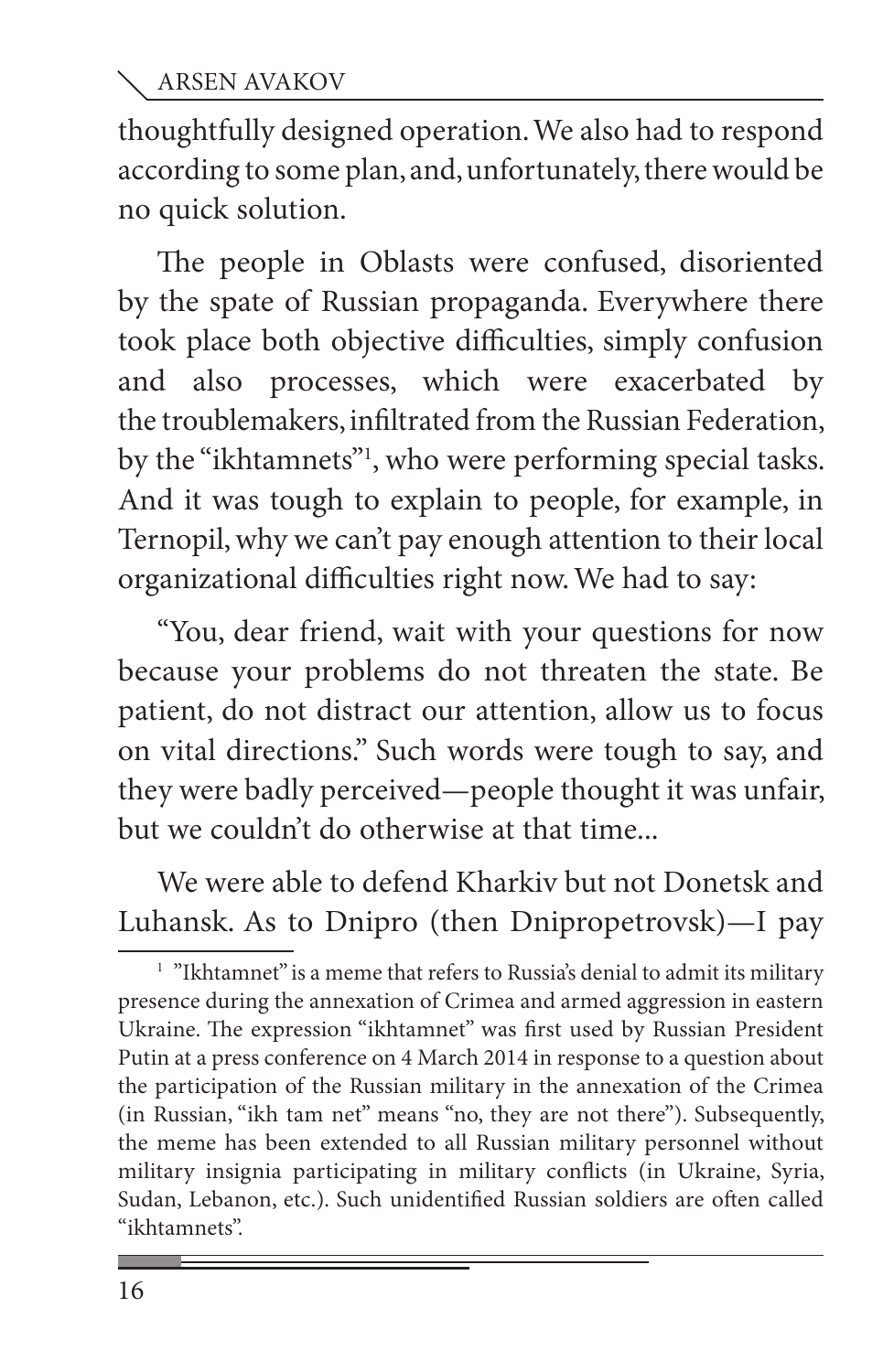thoughtfully designed operation. We also had to respond according to some plan, and, unfortunately, there would be no quick solution.

The people in Oblasts were confused, disoriented by the spate of Russian propaganda. Everywhere there took place both objective difficulties, simply confusion and also processes, which were exacerbated by the troublemakers, infiltrated from the Russian Federation, by the "ikhtamnets"[1], who were performing special tasks. And it was tough to explain to people, for example, in Ternopil, why we can't pay enough attention to their local organizational difficulties right now. We had to say:

"You, dear friend, wait with your questions for now because your problems do not threaten the state. Be patient, do not distract our attention, allow us to focus on vital directions." Such words were tough to say, and they were badly perceived—people thought it was unfair, but we couldn't do otherwise at that time...

We were able to defend Kharkiv but not Donetsk and Luhansk. As to Dnipro (then Dnipropetrovsk)—I pay

[1] "Ikhtamnet" is a meme that refers to Russia's denial to admit its military presence during the annexation of Crimea and armed aggression in eastern Ukraine. The expression "ikhtamnet" was first used by Russian President Putin at a press conference on 4 March 2014 in response to a question about the participation of the Russian military in the annexation of the Crimea (in Russian, "ikh tam net" means "no, they are not there"). Subsequently, the meme has been extended to all Russian military personnel without military insignia participating in military conflicts (in Ukraine, Syria, Sudan, Lebanon, etc.). Such unidentified Russian soldiers are often called "ikhtamnets".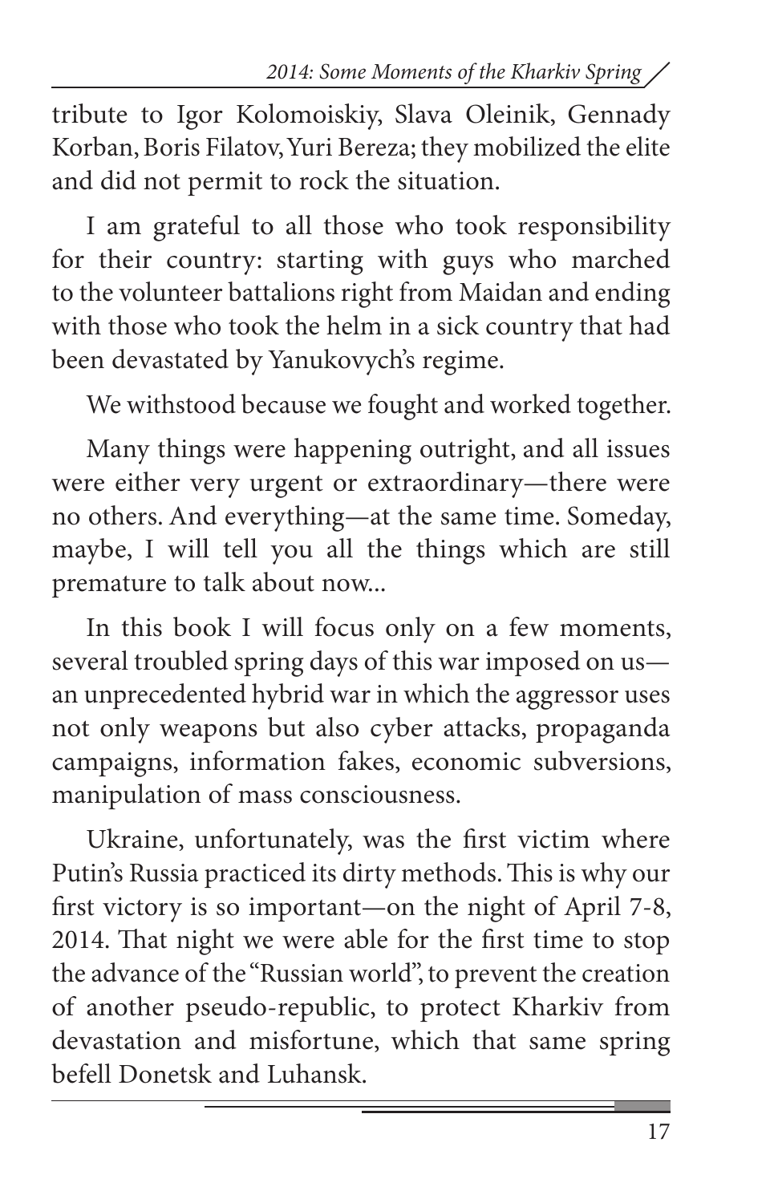tribute to Igor Kolomoiskiy, Slava Oleinik, Gennady Korban, Boris Filatov, Yuri Bereza; they mobilized the elite and did not permit to rock the situation.

I am grateful to all those who took responsibility for their country: starting with guys who marched to the volunteer battalions right from Maidan and ending with those who took the helm in a sick country that had been devastated by Yanukovych's regime.

We withstood because we fought and worked together.

Many things were happening outright, and all issues were either very urgent or extraordinary—there were no others. And everything—at the same time. Someday, maybe, I will tell you all the things which are still premature to talk about now...

In this book I will focus only on a few moments, several troubled spring days of this war imposed on us—an unprecedented hybrid war in which the aggressor uses not only weapons but also cyber attacks, propaganda campaigns, information fakes, economic subversions, manipulation of mass consciousness.

Ukraine, unfortunately, was the first victim where Putin's Russia practiced its dirty methods. This is why our first victory is so important—on the night of April 7-8, 2014. That night we were able for the first time to stop the advance of the "Russian world", to prevent the creation of another pseudo-republic, to protect Kharkiv from devastation and misfortune, which that same spring befell Donetsk and Luhansk.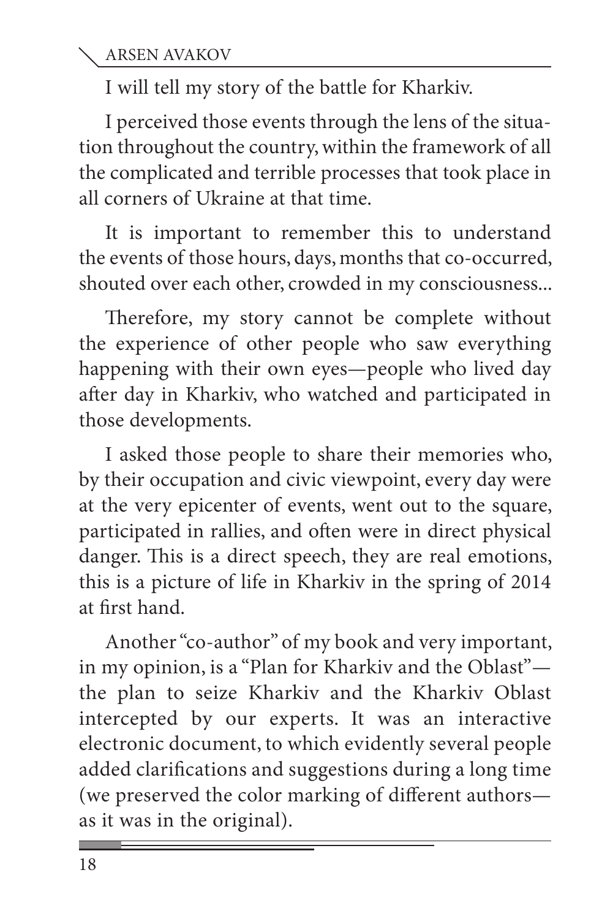I will tell my story of the battle for Kharkiv.

I perceived those events through the lens of the situation throughout the country, within the framework of all the complicated and terrible processes that took place in all corners of Ukraine at that time.

It is important to remember this to understand the events of those hours, days, months that co-occurred, shouted over each other, crowded in my consciousness...

Therefore, my story cannot be complete without the experience of other people who saw everything happening with their own eyes—people who lived day after day in Kharkiv, who watched and participated in those developments.

I asked those people to share their memories who, by their occupation and civic viewpoint, every day were at the very epicenter of events, went out to the square, participated in rallies, and often were in direct physical danger. This is a direct speech, they are real emotions, this is a picture of life in Kharkiv in the spring of 2014 at first hand.

Another "co-author" of my book and very important, in my opinion, is a "Plan for Kharkiv and the Oblast"—the plan to seize Kharkiv and the Kharkiv Oblast intercepted by our experts. It was an interactive electronic document, to which evidently several people added clarifications and suggestions during a long time (we preserved the color marking of different authors—as it was in the original).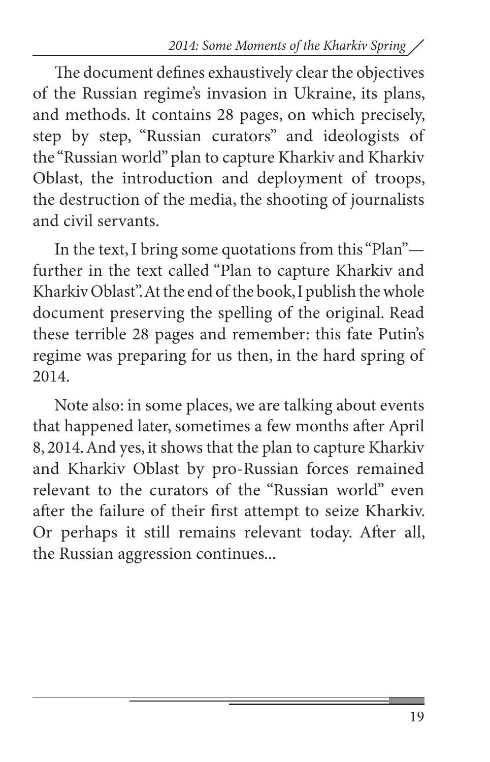The document defines exhaustively clear the objectives of the Russian regime's invasion in Ukraine, its plans, and methods. It contains 28 pages, on which precisely, step by step, "Russian curators" and ideologists of the "Russian world" plan to capture Kharkiv and Kharkiv Oblast, the introduction and deployment of troops, the destruction of the media, the shooting of journalists and civil servants.

In the text, I bring some quotations from this "Plan"—further in the text called "Plan to capture Kharkiv and Kharkiv Oblast". At the end of the book, I publish the whole document preserving the spelling of the original. Read these terrible 28 pages and remember: this fate Putin's regime was preparing for us then, in the hard spring of 2014.

Note also: in some places, we are talking about events that happened later, sometimes a few months after April 8, 2014. And yes, it shows that the plan to capture Kharkiv and Kharkiv Oblast by pro-Russian forces remained relevant to the curators of the "Russian world" even after the failure of their first attempt to seize Kharkiv. Or perhaps it still remains relevant today. After all, the Russian aggression continues...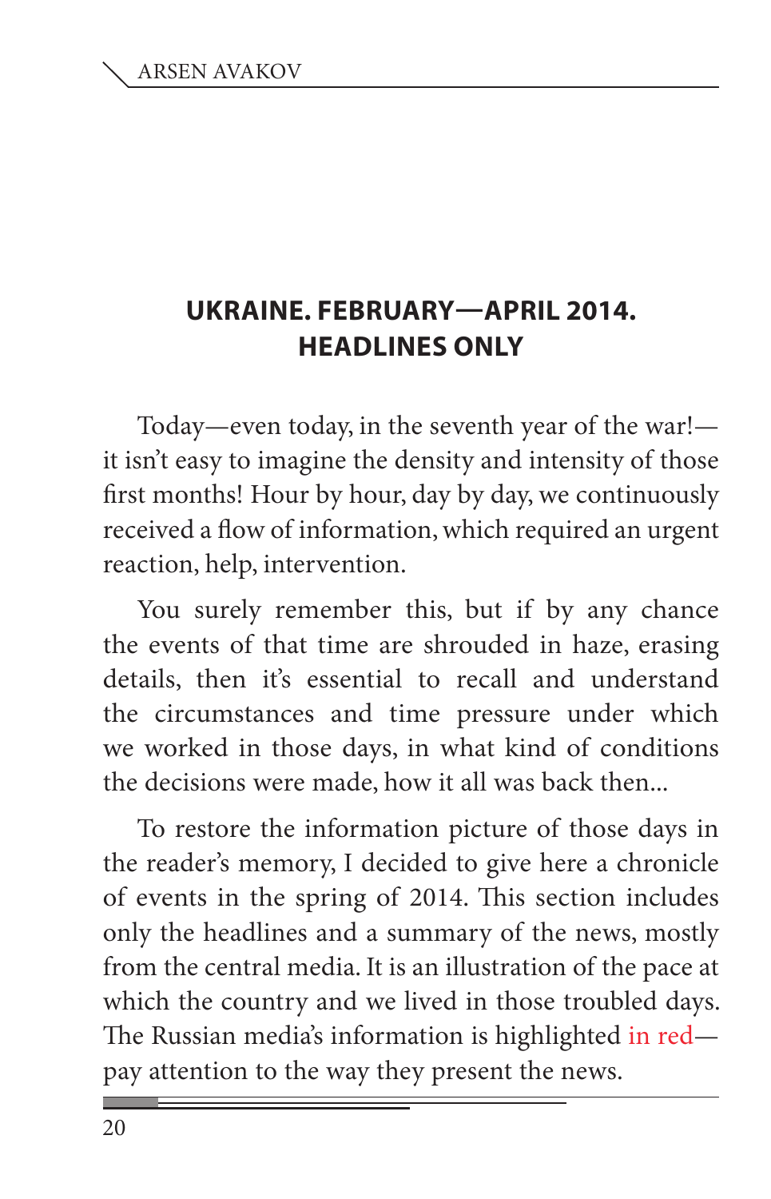## UKRAINE. FEBRUARY—APRIL 2014. HEADLINES ONLY

Today—even today, in the seventh year of the war!—it isn't easy to imagine the density and intensity of those first months! Hour by hour, day by day, we continuously received a flow of information, which required an urgent reaction, help, intervention.

You surely remember this, but if by any chance the events of that time are shrouded in haze, erasing details, then it's essential to recall and understand the circumstances and time pressure under which we worked in those days, in what kind of conditions the decisions were made, how it all was back then...

To restore the information picture of those days in the reader's memory, I decided to give here a chronicle of events in the spring of 2014. This section includes only the headlines and a summary of the news, mostly from the central media. It is an illustration of the pace at which the country and we lived in those troubled days. The Russian media's information is highlighted in red—pay attention to the way they present the news.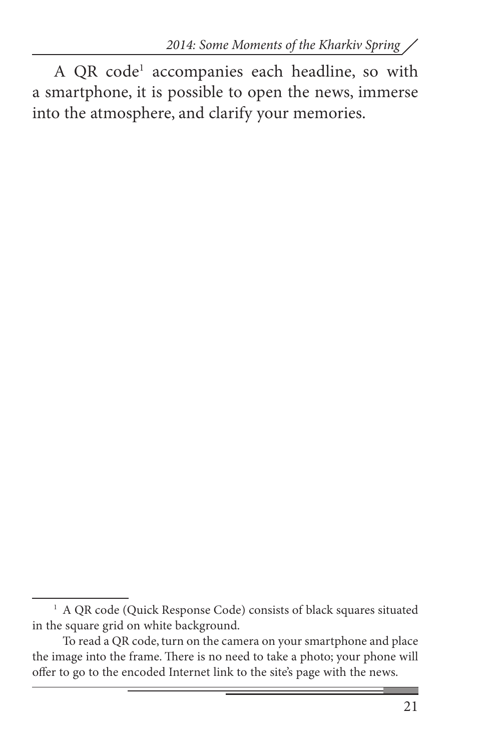A QR code[1] accompanies each headline, so with a smartphone, it is possible to open the news, immerse into the atmosphere, and clarify your memories.

[1] A QR code (Quick Response Code) consists of black squares situated in the square grid on white background.

To read a QR code, turn on the camera on your smartphone and place the image into the frame. There is no need to take a photo; your phone will offer to go to the encoded Internet link to the site's page with the news.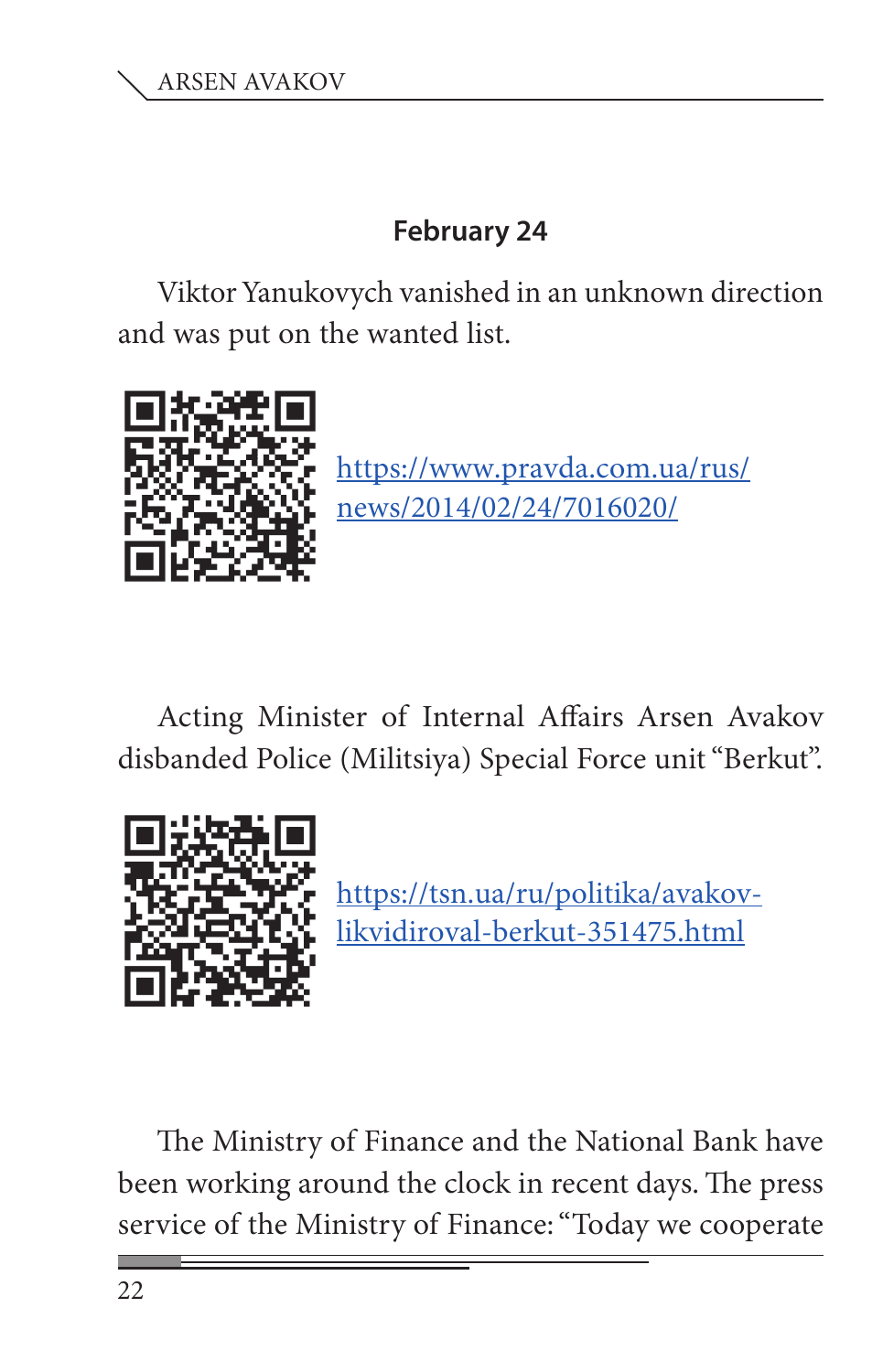**February 24**

Viktor Yanukovych vanished in an unknown direction and was put on the wanted list.

https://www.pravda.com.ua/rus/news/2014/02/24/7016020/

Acting Minister of Internal Affairs Arsen Avakov disbanded Police (Militsiya) Special Force unit "Berkut".

https://tsn.ua/ru/politika/avakov-likvidiroval-berkut-351475.html

The Ministry of Finance and the National Bank have been working around the clock in recent days. The press service of the Ministry of Finance: "Today we cooperate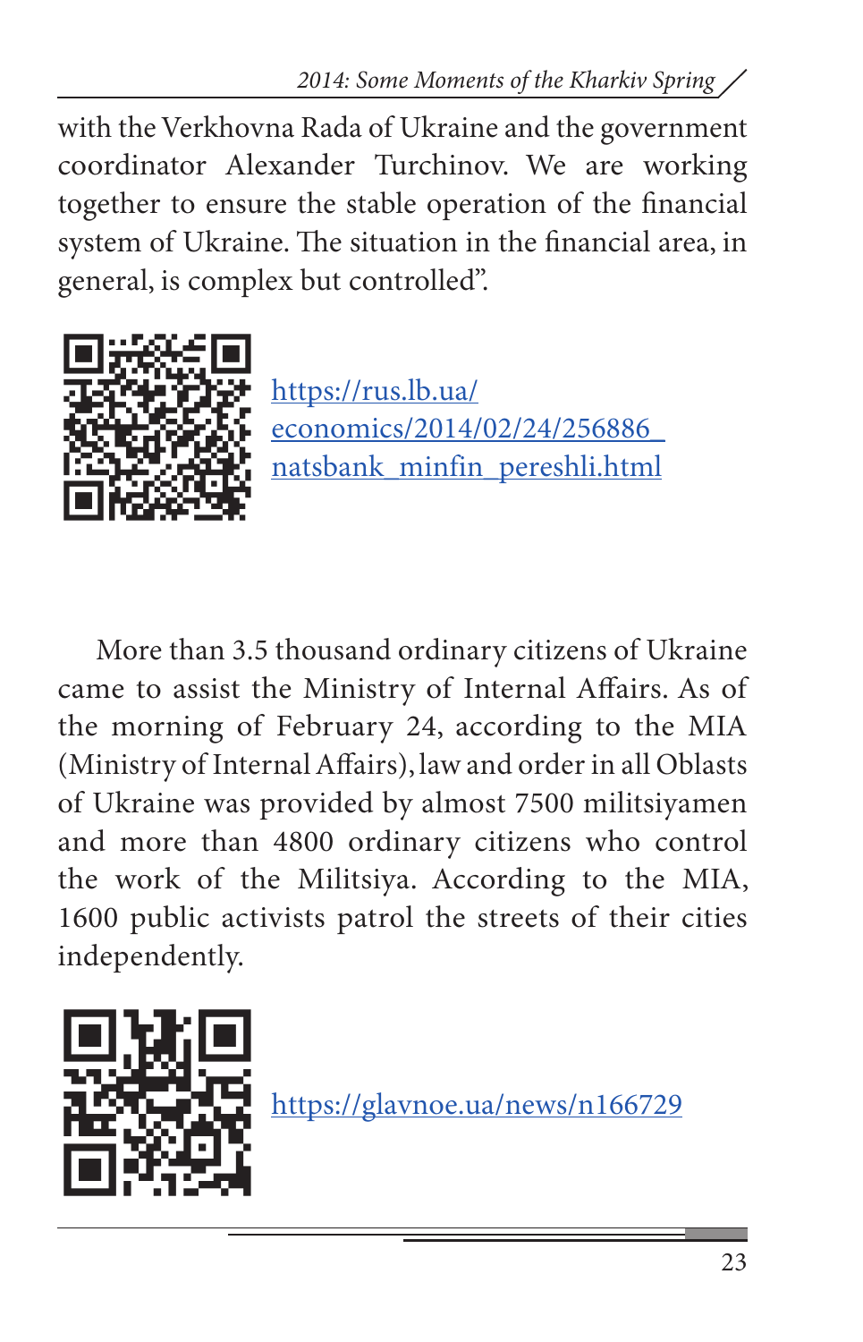with the Verkhovna Rada of Ukraine and the government coordinator Alexander Turchinov. We are working together to ensure the stable operation of the financial system of Ukraine. The situation in the financial area, in general, is complex but controlled".

https://rus.lb.ua/economics/2014/02/24/256886_natsbank_minfin_pereshli.html

More than 3.5 thousand ordinary citizens of Ukraine came to assist the Ministry of Internal Affairs. As of the morning of February 24, according to the MIA (Ministry of Internal Affairs), law and order in all Oblasts of Ukraine was provided by almost 7500 militsiyamen and more than 4800 ordinary citizens who control the work of the Militsiya. According to the MIA, 1600 public activists patrol the streets of their cities independently.

https://glavnoe.ua/news/n166729